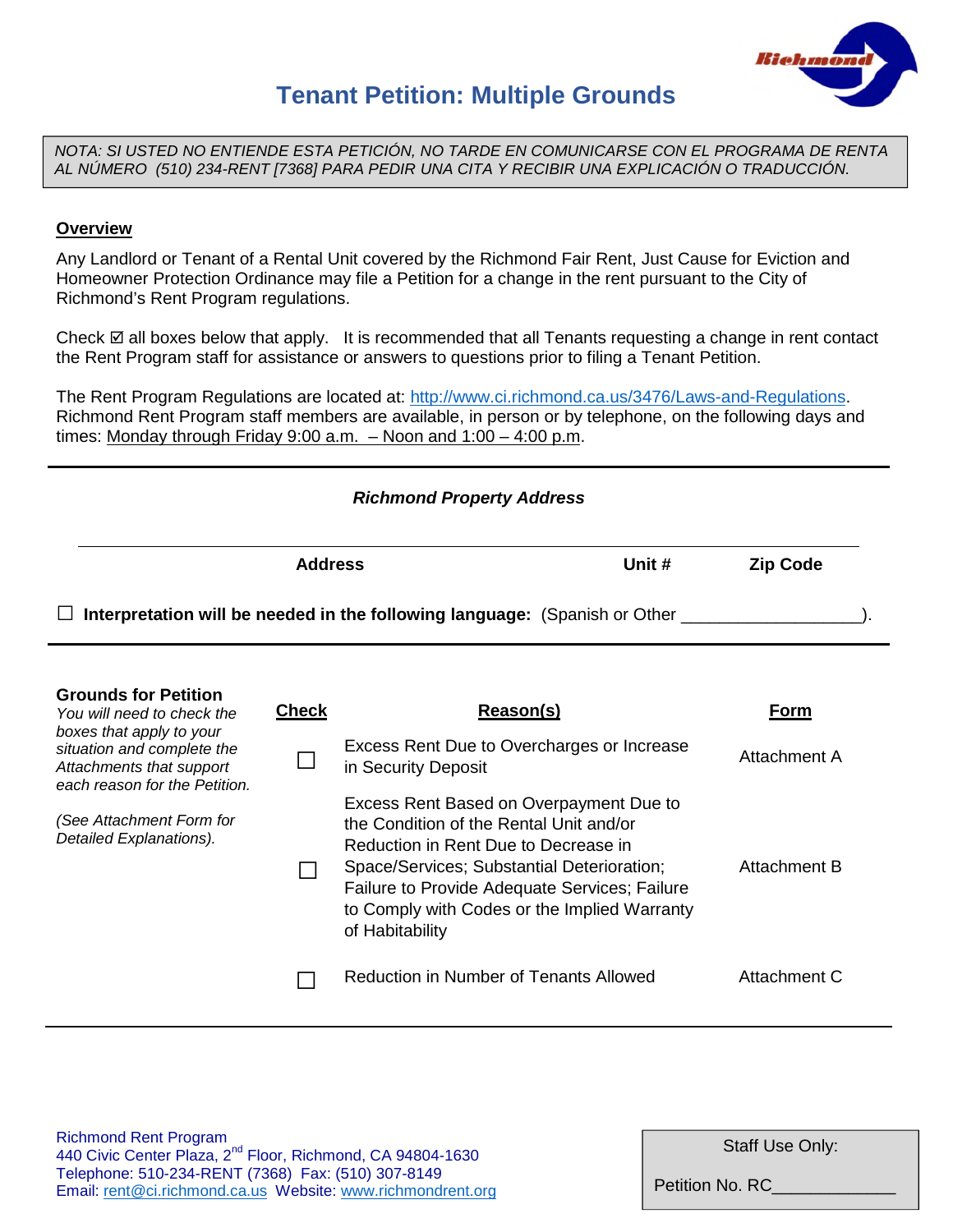# Tenant Petition: Multiple Grounds

*NOTA: SI USTED NO ENTIENDE ESTA PETICIÓN, NO TARDE EN COMUNICARSE CON EL PROGRAMA DE RENTA AL NÚMERO (510) 234-RENT [7368] PARA PEDIR UNA CITA Y RECIBIR UNA EXPLICACIÓN O TRADUCCIÓN.*

## Overview

Any Landlord or Tenant of a Rental Unit covered by the Richmond Fair Rent, Just Cause for Eviction and Homeowner Protection Ordinance may file a Petition for a change in the rent pursuant to the City of Richmond's Rent Program regulations.

Check ☑ all boxes below that apply. It is recommended that all Tenants requesting a change in rent contact the Rent Program staff for assistance or answers to questions prior to filing a Tenant Petition.

The Rent Program Regulations are located at: http://www.ci.richmond.ca.us/3476/Laws-and-Regulations. Richmond Rent Program staff members are available, in person or by telephone, on the following days and times: Monday through Friday 9:00 a.m. – Noon and 1:00 – 4:00 p.m.

***Richmond Property Address***

| Address | Unit # | Zip Code |
|---|---|---|
| | | |

☐ **Interpretation will be needed in the following language:** (Spanish or Other ___________________).

**Grounds for Petition**

*You will need to check the boxes that apply to your situation and complete the Attachments that support each reason for the Petition.*

*(See Attachment Form for Detailed Explanations).*

| Check | Reason(s) | Form |
|---|---|---|
| ☐ | Excess Rent Due to Overcharges or Increase in Security Deposit | Attachment A |
| ☐ | Excess Rent Based on Overpayment Due to the Condition of the Rental Unit and/or Reduction in Rent Due to Decrease in Space/Services; Substantial Deterioration; Failure to Provide Adequate Services; Failure to Comply with Codes or the Implied Warranty of Habitability | Attachment B |
| ☐ | Reduction in Number of Tenants Allowed | Attachment C |

Richmond Rent Program
440 Civic Center Plaza, 2nd Floor, Richmond, CA 94804-1630
Telephone: 510-234-RENT (7368) Fax: (510) 307-8149
Email: rent@ci.richmond.ca.us Website: www.richmondrent.org

Staff Use Only:

Petition No. RC_____________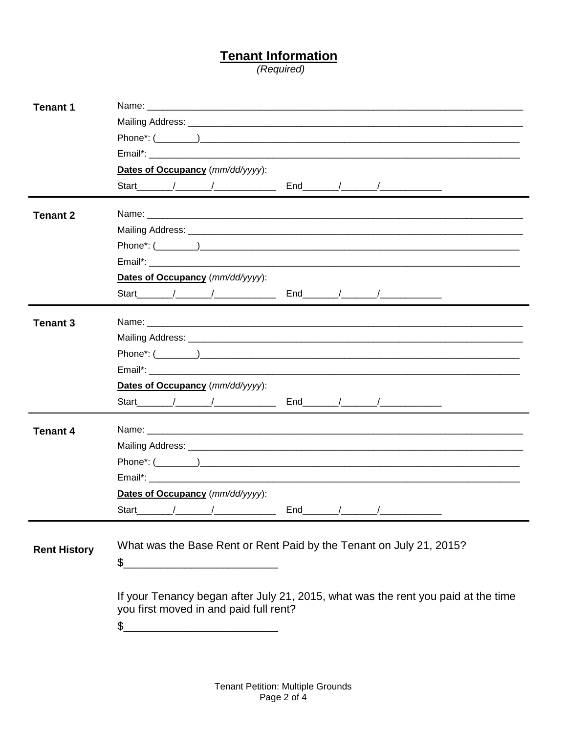## Tenant Information

*(Required)*

**Tenant 1**

Name: ___________________________________________

Mailing Address: ___________________________________________

Phone*: (________)___________________________________________

Email*: ___________________________________________

**Dates of Occupancy** (*mm/dd/yyyy*):

Start_______/_______/____________ End_______/_______/____________

---

**Tenant 2**

Name: ___________________________________________

Mailing Address: ___________________________________________

Phone*: (________)___________________________________________

Email*: ___________________________________________

**Dates of Occupancy** (*mm/dd/yyyy*):

Start_______/_______/____________ End_______/_______/____________

---

**Tenant 3**

Name: ___________________________________________

Mailing Address: ___________________________________________

Phone*: (________)___________________________________________

Email*: ___________________________________________

**Dates of Occupancy** (*mm/dd/yyyy*):

Start_______/_______/____________ End_______/_______/____________

---

**Tenant 4**

Name: ___________________________________________

Mailing Address: ___________________________________________

Phone*: (________)___________________________________________

Email*: ___________________________________________

**Dates of Occupancy** (*mm/dd/yyyy*):

Start_______/_______/____________ End_______/_______/____________

---

**Rent History**

What was the Base Rent or Rent Paid by the Tenant on July 21, 2015?

$__________________________

If your Tenancy began after July 21, 2015, what was the rent you paid at the time you first moved in and paid full rent?

$__________________________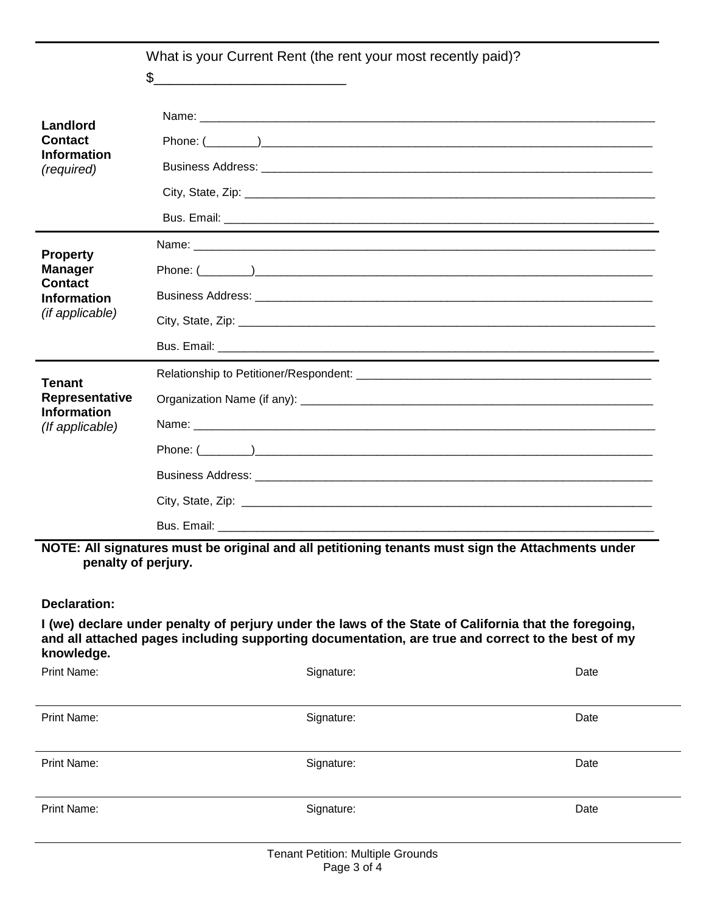What is your Current Rent (the rent your most recently paid)?

$__________________________

| | |
|---|---|
| **Landlord Contact Information** *(required)* | Name: ______________________________ |
| | Phone: (________)______________________________ |
| | Business Address: ______________________________ |
| | City, State, Zip: ______________________________ |
| | Bus. Email: ______________________________ |
| **Property Manager Contact Information** *(if applicable)* | Name: ______________________________ |
| | Phone: (________)______________________________ |
| | Business Address: ______________________________ |
| | City, State, Zip: ______________________________ |
| | Bus. Email: ______________________________ |
| **Tenant Representative Information** *(If applicable)* | Relationship to Petitioner/Respondent: ______________________________ |
| | Organization Name (if any): ______________________________ |
| | Name: ______________________________ |
| | Phone: (________)______________________________ |
| | Business Address: ______________________________ |
| | City, State, Zip: ______________________________ |
| | Bus. Email: ______________________________ |

**NOTE: All signatures must be original and all petitioning tenants must sign the Attachments under penalty of perjury.**

**Declaration:**

**I (we) declare under penalty of perjury under the laws of the State of California that the foregoing, and all attached pages including supporting documentation, are true and correct to the best of my knowledge.**

| Print Name: | Signature: | Date |
|---|---|---|
| | | |
| Print Name: | Signature: | Date |
| | | |
| Print Name: | Signature: | Date |
| | | |
| Print Name: | Signature: | Date |
| | | |

Tenant Petition: Multiple Grounds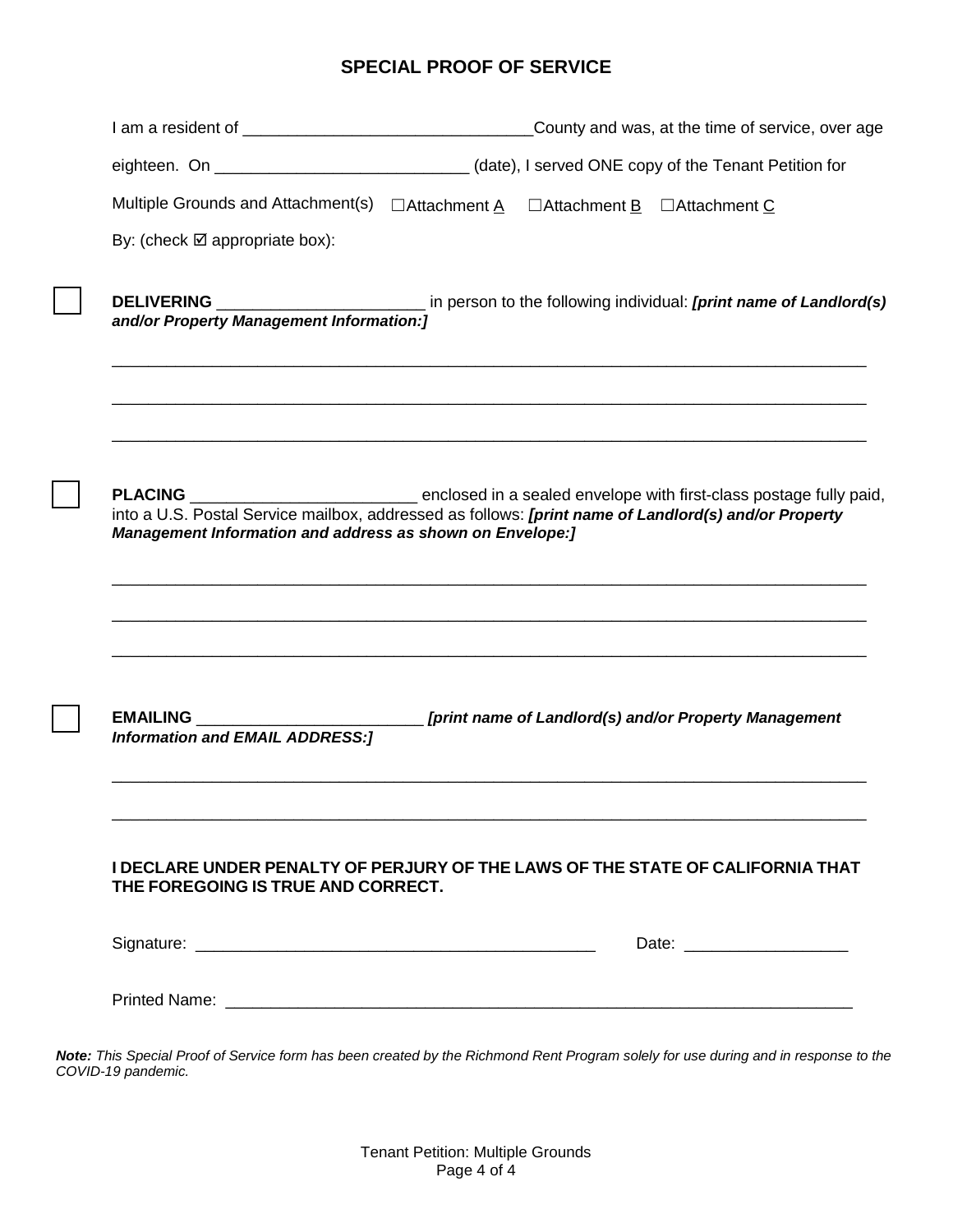# SPECIAL PROOF OF SERVICE

I am a resident of _______________________________County and was, at the time of service, over age eighteen. On ___________________________ (date), I served ONE copy of the Tenant Petition for Multiple Grounds and Attachment(s) ☐Attachment A ☐Attachment B ☐Attachment C

By: (check ☑ appropriate box):

☐ **DELIVERING** ______________________ in person to the following individual: ***[print name of Landlord(s) and/or Property Management Information:]***

_________________________________________________________________________________

_________________________________________________________________________________

_________________________________________________________________________________

☐ **PLACING** ________________________ enclosed in a sealed envelope with first-class postage fully paid, into a U.S. Postal Service mailbox, addressed as follows: ***[print name of Landlord(s) and/or Property Management Information and address as shown on Envelope:]***

_________________________________________________________________________________

_________________________________________________________________________________

_________________________________________________________________________________

☐ **EMAILING** _________________________ ***[print name of Landlord(s) and/or Property Management Information and EMAIL ADDRESS:]***

_________________________________________________________________________________

_________________________________________________________________________________

**I DECLARE UNDER PENALTY OF PERJURY OF THE LAWS OF THE STATE OF CALIFORNIA THAT THE FOREGOING IS TRUE AND CORRECT.**

Signature: ____________________________________________ Date: _________________

Printed Name: ________________________________________________________________________

***Note:*** *This Special Proof of Service form has been created by the Richmond Rent Program solely for use during and in response to the COVID-19 pandemic.*